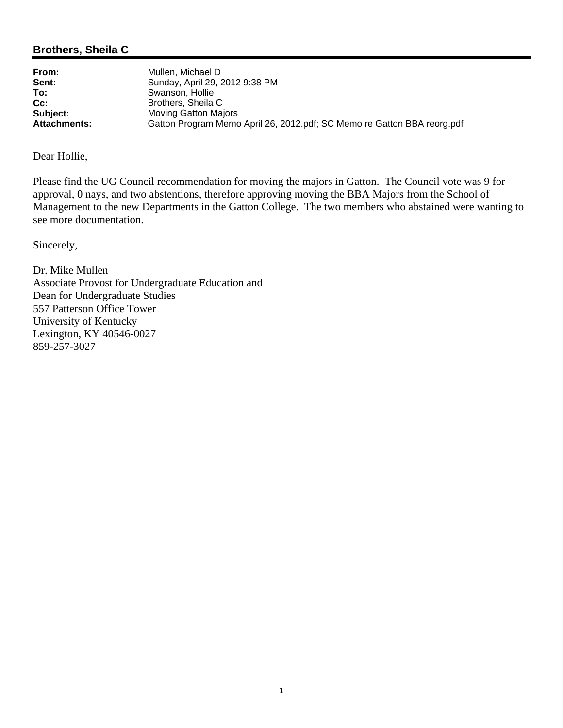**Brothers, Sheila C**

| | |
|---|---|
| **From:** | Mullen, Michael D |
| **Sent:** | Sunday, April 29, 2012 9:38 PM |
| **To:** | Swanson, Hollie |
| **Cc:** | Brothers, Sheila C |
| **Subject:** | Moving Gatton Majors |
| **Attachments:** | Gatton Program Memo April 26, 2012.pdf; SC Memo re Gatton BBA reorg.pdf |

Dear Hollie,

Please find the UG Council recommendation for moving the majors in Gatton. The Council vote was 9 for approval, 0 nays, and two abstentions, therefore approving moving the BBA Majors from the School of Management to the new Departments in the Gatton College. The two members who abstained were wanting to see more documentation.

Sincerely,

Dr. Mike Mullen
Associate Provost for Undergraduate Education and
Dean for Undergraduate Studies
557 Patterson Office Tower
University of Kentucky
Lexington, KY 40546-0027
859-257-3027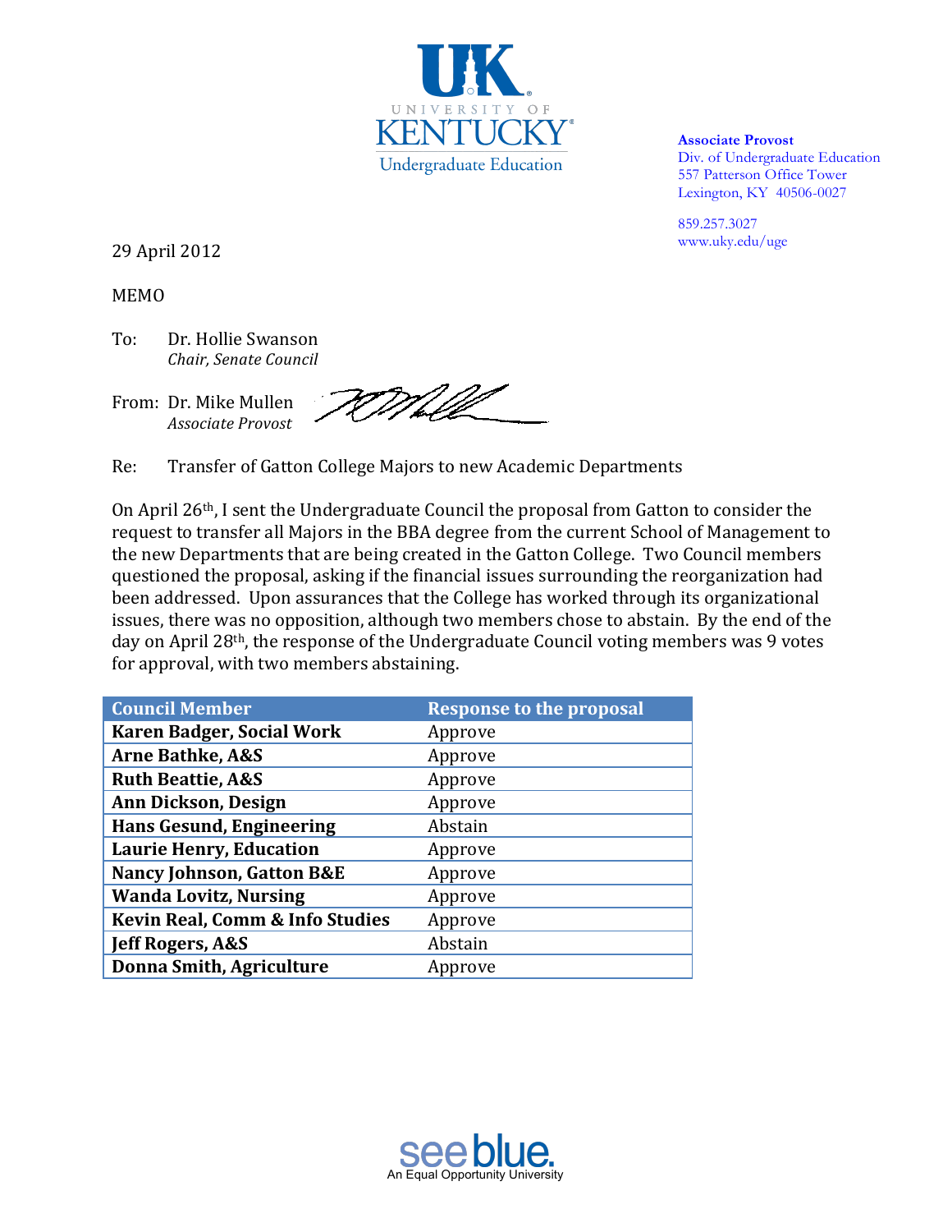UNIVERSITY OF KENTUCKY
Undergraduate Education

**Associate Provost**
Div. of Undergraduate Education
557 Patterson Office Tower
Lexington, KY 40506-0027

859.257.3027
www.uky.edu/uge

29 April 2012

MEMO

To: Dr. Hollie Swanson
*Chair, Senate Council*

From: Dr. Mike Mullen
*Associate Provost*

Re: Transfer of Gatton College Majors to new Academic Departments

On April 26th, I sent the Undergraduate Council the proposal from Gatton to consider the request to transfer all Majors in the BBA degree from the current School of Management to the new Departments that are being created in the Gatton College. Two Council members questioned the proposal, asking if the financial issues surrounding the reorganization had been addressed. Upon assurances that the College has worked through its organizational issues, there was no opposition, although two members chose to abstain. By the end of the day on April 28th, the response of the Undergraduate Council voting members was 9 votes for approval, with two members abstaining.

| Council Member | Response to the proposal |
|---|---|
| **Karen Badger, Social Work** | Approve |
| **Arne Bathke, A&S** | Approve |
| **Ruth Beattie, A&S** | Approve |
| **Ann Dickson, Design** | Approve |
| **Hans Gesund, Engineering** | Abstain |
| **Laurie Henry, Education** | Approve |
| **Nancy Johnson, Gatton B&E** | Approve |
| **Wanda Lovitz, Nursing** | Approve |
| **Kevin Real, Comm & Info Studies** | Approve |
| **Jeff Rogers, A&S** | Abstain |
| **Donna Smith, Agriculture** | Approve |

seeblue.
An Equal Opportunity University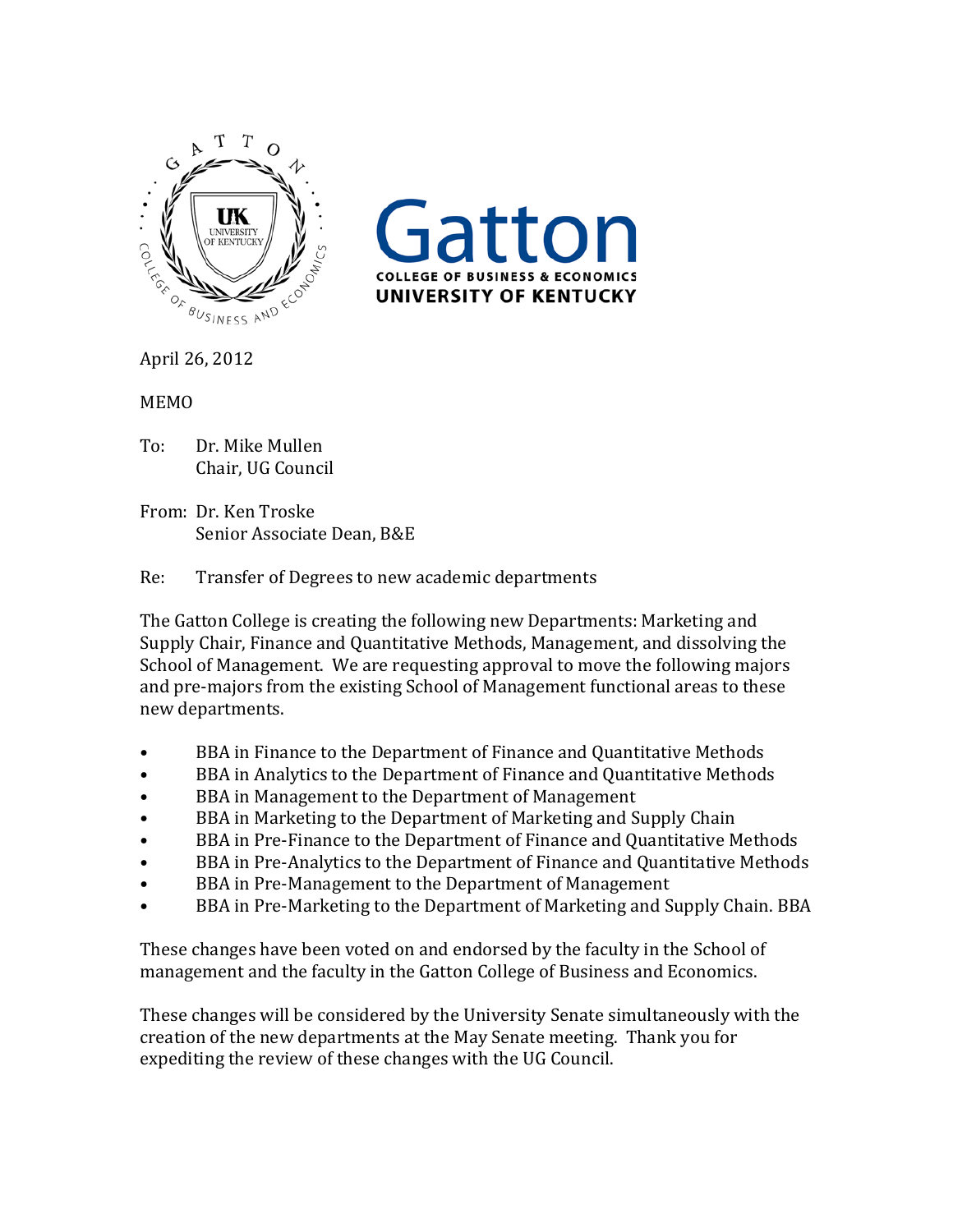April 26, 2012

MEMO

To: Dr. Mike Mullen
Chair, UG Council

From: Dr. Ken Troske
Senior Associate Dean, B&E

Re: Transfer of Degrees to new academic departments

The Gatton College is creating the following new Departments: Marketing and Supply Chair, Finance and Quantitative Methods, Management, and dissolving the School of Management. We are requesting approval to move the following majors and pre-majors from the existing School of Management functional areas to these new departments.

- BBA in Finance to the Department of Finance and Quantitative Methods
- BBA in Analytics to the Department of Finance and Quantitative Methods
- BBA in Management to the Department of Management
- BBA in Marketing to the Department of Marketing and Supply Chain
- BBA in Pre-Finance to the Department of Finance and Quantitative Methods
- BBA in Pre-Analytics to the Department of Finance and Quantitative Methods
- BBA in Pre-Management to the Department of Management
- BBA in Pre-Marketing to the Department of Marketing and Supply Chain. BBA

These changes have been voted on and endorsed by the faculty in the School of management and the faculty in the Gatton College of Business and Economics.

These changes will be considered by the University Senate simultaneously with the creation of the new departments at the May Senate meeting. Thank you for expediting the review of these changes with the UG Council.